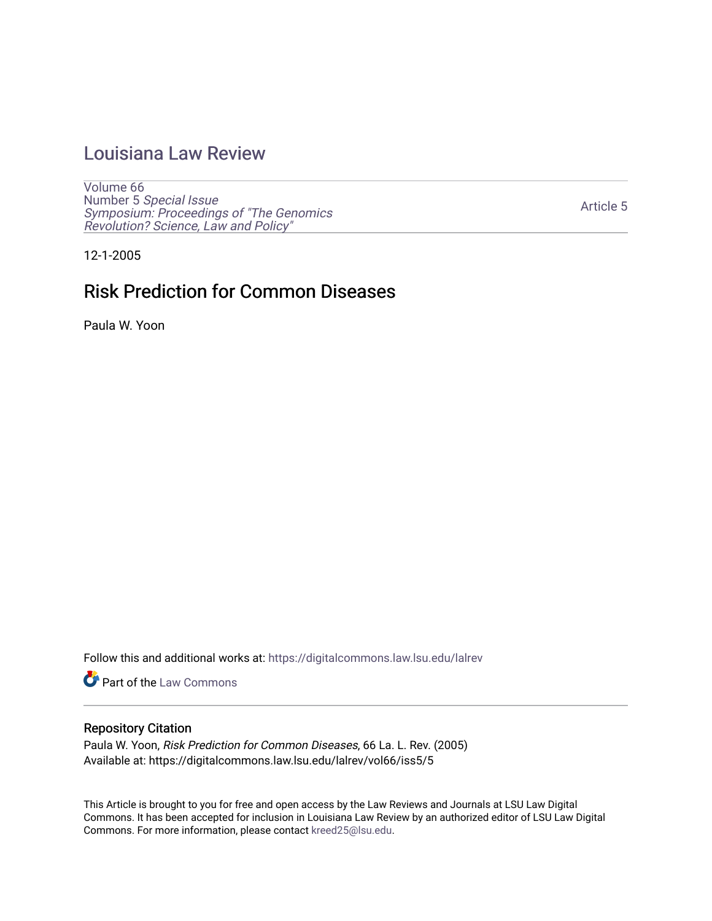# Louisiana Law Review

Volume 66
Number 5 *Special Issue*
*Symposium: Proceedings of "The Genomics Revolution? Science, Law and Policy"*

Article 5

12-1-2005

## Risk Prediction for Common Diseases

Paula W. Yoon

Follow this and additional works at: https://digitalcommons.law.lsu.edu/lalrev

Part of the Law Commons

### Repository Citation

Paula W. Yoon, *Risk Prediction for Common Diseases*, 66 La. L. Rev. (2005)
Available at: https://digitalcommons.law.lsu.edu/lalrev/vol66/iss5/5

This Article is brought to you for free and open access by the Law Reviews and Journals at LSU Law Digital Commons. It has been accepted for inclusion in Louisiana Law Review by an authorized editor of LSU Law Digital Commons. For more information, please contact kreed25@lsu.edu.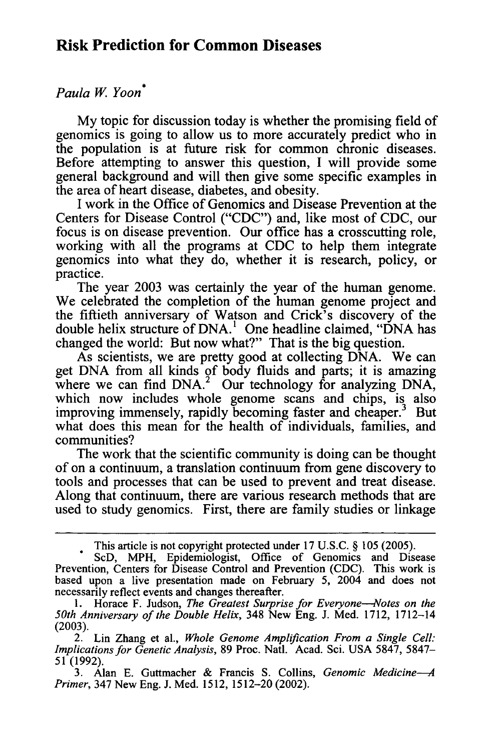## Risk Prediction for Common Diseases

*Paula W. Yoon*[*]

My topic for discussion today is whether the promising field of genomics is going to allow us to more accurately predict who in the population is at future risk for common chronic diseases. Before attempting to answer this question, I will provide some general background and will then give some specific examples in the area of heart disease, diabetes, and obesity.

I work in the Office of Genomics and Disease Prevention at the Centers for Disease Control ("CDC") and, like most of CDC, our focus is on disease prevention. Our office has a crosscutting role, working with all the programs at CDC to help them integrate genomics into what they do, whether it is research, policy, or practice.

The year 2003 was certainly the year of the human genome. We celebrated the completion of the human genome project and the fiftieth anniversary of Watson and Crick's discovery of the double helix structure of DNA.[1] One headline claimed, "DNA has changed the world: But now what?" That is the big question.

As scientists, we are pretty good at collecting DNA. We can get DNA from all kinds of body fluids and parts; it is amazing where we can find DNA.[2] Our technology for analyzing DNA, which now includes whole genome scans and chips, is also improving immensely, rapidly becoming faster and cheaper.[3] But what does this mean for the health of individuals, families, and communities?

The work that the scientific community is doing can be thought of on a continuum, a translation continuum from gene discovery to tools and processes that can be used to prevent and treat disease. Along that continuum, there are various research methods that are used to study genomics. First, there are family studies or linkage

---

This article is not copyright protected under 17 U.S.C. § 105 (2005).

\* ScD, MPH, Epidemiologist, Office of Genomics and Disease Prevention, Centers for Disease Control and Prevention (CDC). This work is based upon a live presentation made on February 5, 2004 and does not necessarily reflect events and changes thereafter.

1. Horace F. Judson, *The Greatest Surprise for Everyone—Notes on the 50th Anniversary of the Double Helix*, 348 New Eng. J. Med. 1712, 1712–14 (2003).

2. Lin Zhang et al., *Whole Genome Amplification From a Single Cell: Implications for Genetic Analysis*, 89 Proc. Natl. Acad. Sci. USA 5847, 5847–51 (1992).

3. Alan E. Guttmacher & Francis S. Collins, *Genomic Medicine—A Primer*, 347 New Eng. J. Med. 1512, 1512–20 (2002).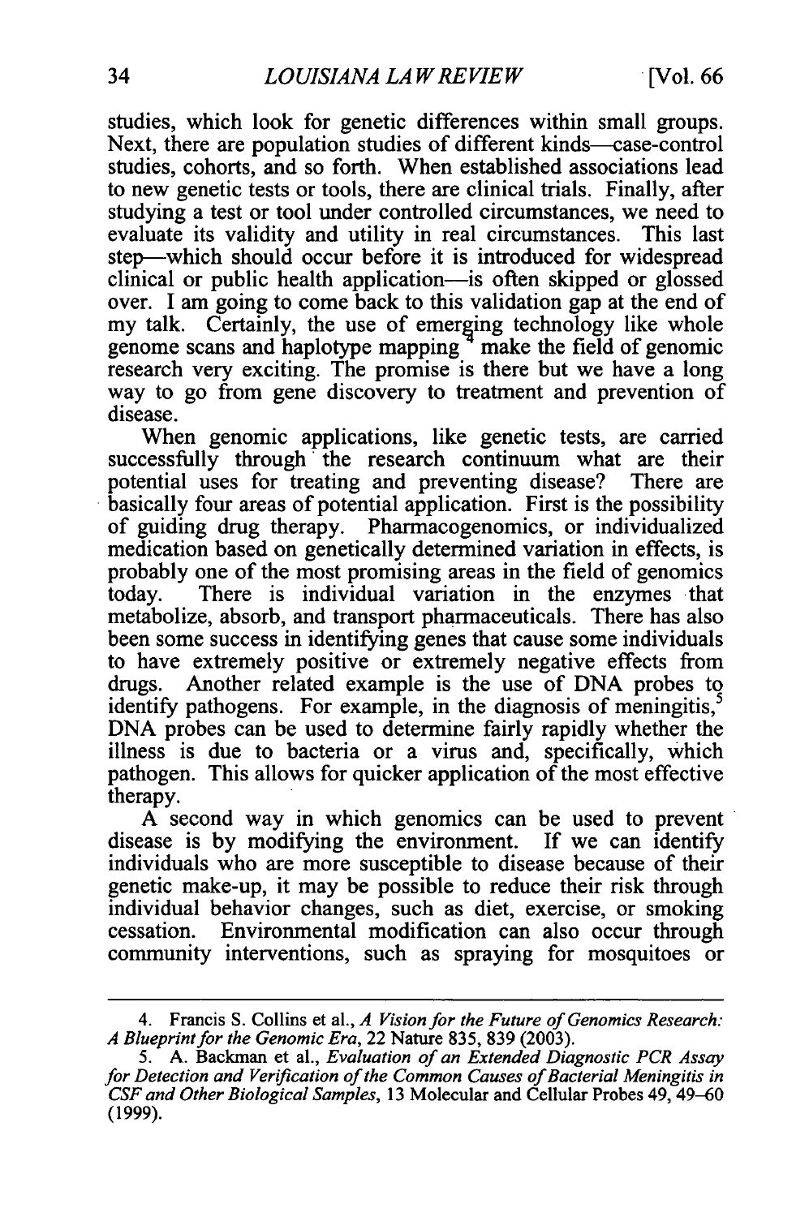studies, which look for genetic differences within small groups. Next, there are population studies of different kinds—case-control studies, cohorts, and so forth. When established associations lead to new genetic tests or tools, there are clinical trials. Finally, after studying a test or tool under controlled circumstances, we need to evaluate its validity and utility in real circumstances. This last step—which should occur before it is introduced for widespread clinical or public health application—is often skipped or glossed over. I am going to come back to this validation gap at the end of my talk. Certainly, the use of emerging technology like whole genome scans and haplotype mapping[4] make the field of genomic research very exciting. The promise is there but we have a long way to go from gene discovery to treatment and prevention of disease.

When genomic applications, like genetic tests, are carried successfully through the research continuum what are their potential uses for treating and preventing disease? There are basically four areas of potential application. First is the possibility of guiding drug therapy. Pharmacogenomics, or individualized medication based on genetically determined variation in effects, is probably one of the most promising areas in the field of genomics today. There is individual variation in the enzymes that metabolize, absorb, and transport pharmaceuticals. There has also been some success in identifying genes that cause some individuals to have extremely positive or extremely negative effects from drugs. Another related example is the use of DNA probes to identify pathogens. For example, in the diagnosis of meningitis,[5] DNA probes can be used to determine fairly rapidly whether the illness is due to bacteria or a virus and, specifically, which pathogen. This allows for quicker application of the most effective therapy.

A second way in which genomics can be used to prevent disease is by modifying the environment. If we can identify individuals who are more susceptible to disease because of their genetic make-up, it may be possible to reduce their risk through individual behavior changes, such as diet, exercise, or smoking cessation. Environmental modification can also occur through community interventions, such as spraying for mosquitoes or

---

4. Francis S. Collins et al., *A Vision for the Future of Genomics Research: A Blueprint for the Genomic Era*, 22 Nature 835, 839 (2003).

5. A. Backman et al., *Evaluation of an Extended Diagnostic PCR Assay for Detection and Verification of the Common Causes of Bacterial Meningitis in CSF and Other Biological Samples*, 13 Molecular and Cellular Probes 49, 49–60 (1999).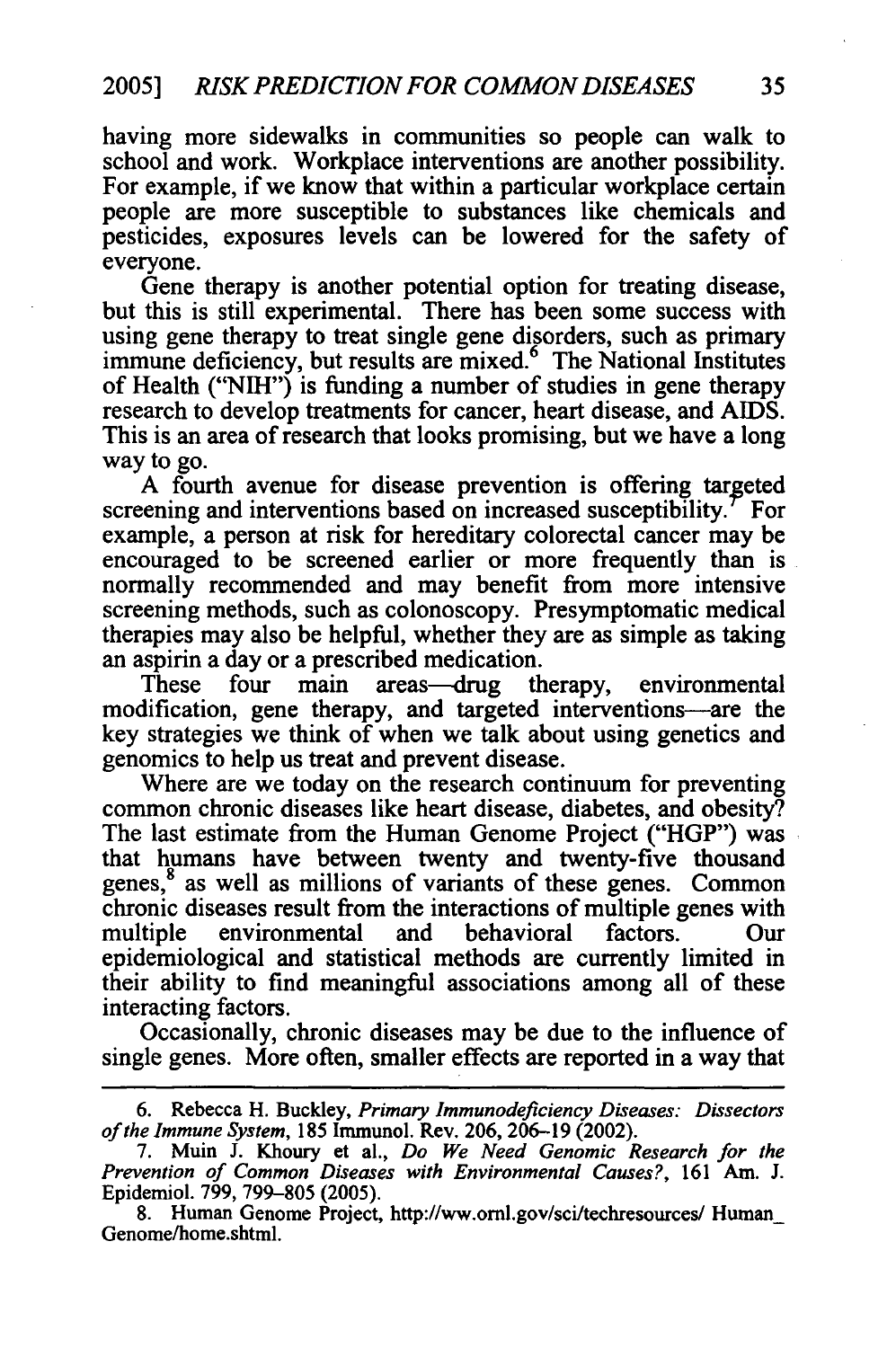having more sidewalks in communities so people can walk to school and work. Workplace interventions are another possibility. For example, if we know that within a particular workplace certain people are more susceptible to substances like chemicals and pesticides, exposures levels can be lowered for the safety of everyone.

Gene therapy is another potential option for treating disease, but this is still experimental. There has been some success with using gene therapy to treat single gene disorders, such as primary immune deficiency, but results are mixed.[6] The National Institutes of Health ("NIH") is funding a number of studies in gene therapy research to develop treatments for cancer, heart disease, and AIDS. This is an area of research that looks promising, but we have a long way to go.

A fourth avenue for disease prevention is offering targeted screening and interventions based on increased susceptibility.[7] For example, a person at risk for hereditary colorectal cancer may be encouraged to be screened earlier or more frequently than is normally recommended and may benefit from more intensive screening methods, such as colonoscopy. Presymptomatic medical therapies may also be helpful, whether they are as simple as taking an aspirin a day or a prescribed medication.

These four main areas—drug therapy, environmental modification, gene therapy, and targeted interventions—are the key strategies we think of when we talk about using genetics and genomics to help us treat and prevent disease.

Where are we today on the research continuum for preventing common chronic diseases like heart disease, diabetes, and obesity? The last estimate from the Human Genome Project ("HGP") was that humans have between twenty and twenty-five thousand genes,[8] as well as millions of variants of these genes. Common chronic diseases result from the interactions of multiple genes with multiple environmental and behavioral factors. Our epidemiological and statistical methods are currently limited in their ability to find meaningful associations among all of these interacting factors.

Occasionally, chronic diseases may be due to the influence of single genes. More often, smaller effects are reported in a way that

---

6. Rebecca H. Buckley, *Primary Immunodeficiency Diseases: Dissectors of the Immune System*, 185 Immunol. Rev. 206, 206–19 (2002).

7. Muin J. Khoury et al., *Do We Need Genomic Research for the Prevention of Common Diseases with Environmental Causes?*, 161 Am. J. Epidemiol. 799, 799–805 (2005).

8. Human Genome Project, http://ww.ornl.gov/sci/techresources/ Human_ Genome/home.shtml.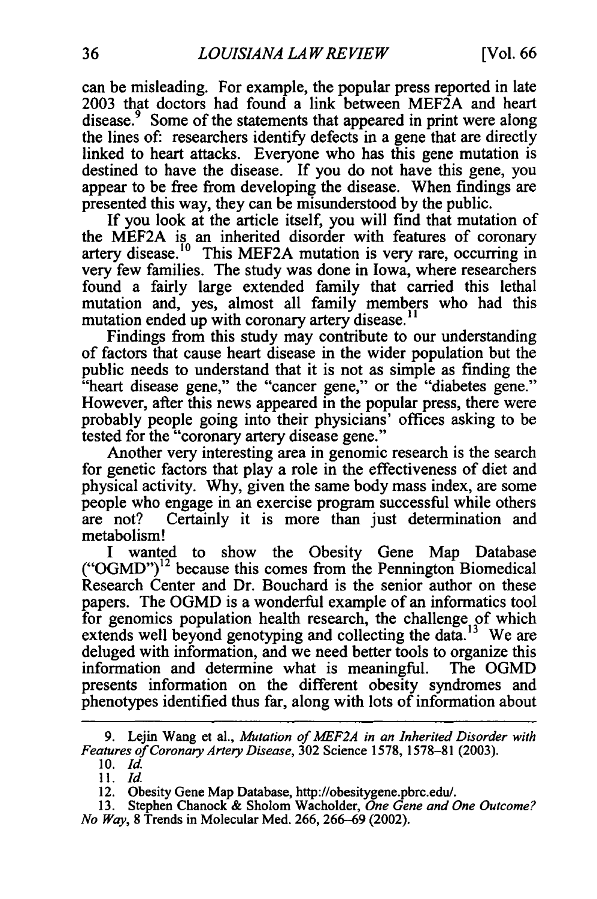can be misleading. For example, the popular press reported in late 2003 that doctors had found a link between MEF2A and heart disease.[9] Some of the statements that appeared in print were along the lines of: researchers identify defects in a gene that are directly linked to heart attacks. Everyone who has this gene mutation is destined to have the disease. If you do not have this gene, you appear to be free from developing the disease. When findings are presented this way, they can be misunderstood by the public.

If you look at the article itself, you will find that mutation of the MEF2A is an inherited disorder with features of coronary artery disease.[10] This MEF2A mutation is very rare, occurring in very few families. The study was done in Iowa, where researchers found a fairly large extended family that carried this lethal mutation and, yes, almost all family members who had this mutation ended up with coronary artery disease.[11]

Findings from this study may contribute to our understanding of factors that cause heart disease in the wider population but the public needs to understand that it is not as simple as finding the "heart disease gene," the "cancer gene," or the "diabetes gene." However, after this news appeared in the popular press, there were probably people going into their physicians' offices asking to be tested for the "coronary artery disease gene."

Another very interesting area in genomic research is the search for genetic factors that play a role in the effectiveness of diet and physical activity. Why, given the same body mass index, are some people who engage in an exercise program successful while others are not? Certainly it is more than just determination and metabolism!

I wanted to show the Obesity Gene Map Database ("OGMD")[12] because this comes from the Pennington Biomedical Research Center and Dr. Bouchard is the senior author on these papers. The OGMD is a wonderful example of an informatics tool for genomics population health research, the challenge of which extends well beyond genotyping and collecting the data.[13] We are deluged with information, and we need better tools to organize this information and determine what is meaningful. The OGMD presents information on the different obesity syndromes and phenotypes identified thus far, along with lots of information about

---

9. Lejin Wang et al., *Mutation of MEF2A in an Inherited Disorder with Features of Coronary Artery Disease*, 302 Science 1578, 1578–81 (2003).

10. *Id.*

11. *Id.*

12. Obesity Gene Map Database, http://obesitygene.pbrc.edu/.

13. Stephen Chanock & Sholom Wacholder, *One Gene and One Outcome? No Way*, 8 Trends in Molecular Med. 266, 266–69 (2002).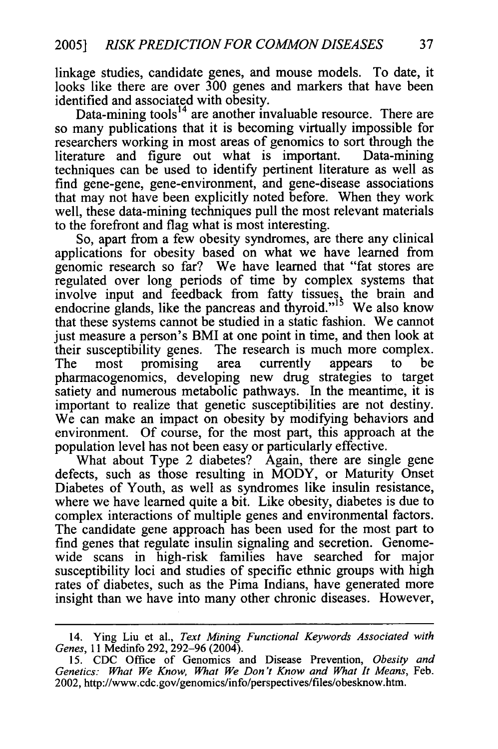linkage studies, candidate genes, and mouse models. To date, it looks like there are over 300 genes and markers that have been identified and associated with obesity.

Data-mining tools[14] are another invaluable resource. There are so many publications that it is becoming virtually impossible for researchers working in most areas of genomics to sort through the literature and figure out what is important. Data-mining techniques can be used to identify pertinent literature as well as find gene-gene, gene-environment, and gene-disease associations that may not have been explicitly noted before. When they work well, these data-mining techniques pull the most relevant materials to the forefront and flag what is most interesting.

So, apart from a few obesity syndromes, are there any clinical applications for obesity based on what we have learned from genomic research so far? We have learned that "fat stores are regulated over long periods of time by complex systems that involve input and feedback from fatty tissues, the brain and endocrine glands, like the pancreas and thyroid."[15] We also know that these systems cannot be studied in a static fashion. We cannot just measure a person's BMI at one point in time, and then look at their susceptibility genes. The research is much more complex. The most promising area currently appears to be pharmacogenomics, developing new drug strategies to target satiety and numerous metabolic pathways. In the meantime, it is important to realize that genetic susceptibilities are not destiny. We can make an impact on obesity by modifying behaviors and environment. Of course, for the most part, this approach at the population level has not been easy or particularly effective.

What about Type 2 diabetes? Again, there are single gene defects, such as those resulting in MODY, or Maturity Onset Diabetes of Youth, as well as syndromes like insulin resistance, where we have learned quite a bit. Like obesity, diabetes is due to complex interactions of multiple genes and environmental factors. The candidate gene approach has been used for the most part to find genes that regulate insulin signaling and secretion. Genome-wide scans in high-risk families have searched for major susceptibility loci and studies of specific ethnic groups with high rates of diabetes, such as the Pima Indians, have generated more insight than we have into many other chronic diseases. However,

---

14. Ying Liu et al., *Text Mining Functional Keywords Associated with Genes*, 11 Medinfo 292, 292–96 (2004).

15. CDC Office of Genomics and Disease Prevention, *Obesity and Genetics: What We Know, What We Don't Know and What It Means*, Feb. 2002, http://www.cdc.gov/genomics/info/perspectives/files/obesknow.htm.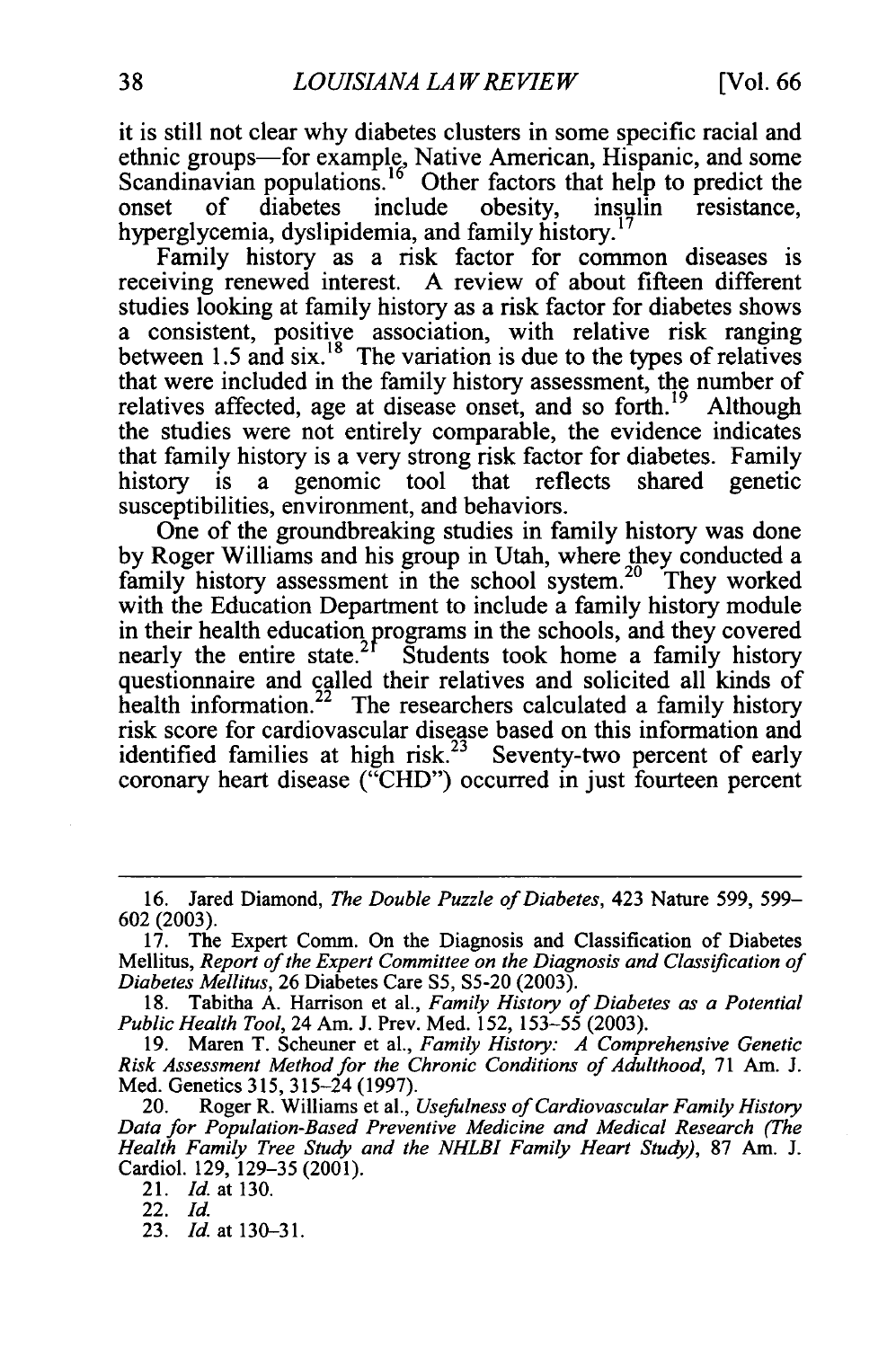it is still not clear why diabetes clusters in some specific racial and ethnic groups—for example, Native American, Hispanic, and some Scandinavian populations.[16] Other factors that help to predict the onset of diabetes include obesity, insulin resistance, hyperglycemia, dyslipidemia, and family history.[17]

Family history as a risk factor for common diseases is receiving renewed interest. A review of about fifteen different studies looking at family history as a risk factor for diabetes shows a consistent, positive association, with relative risk ranging between 1.5 and six.[18] The variation is due to the types of relatives that were included in the family history assessment, the number of relatives affected, age at disease onset, and so forth.[19] Although the studies were not entirely comparable, the evidence indicates that family history is a very strong risk factor for diabetes. Family history is a genomic tool that reflects shared genetic susceptibilities, environment, and behaviors.

One of the groundbreaking studies in family history was done by Roger Williams and his group in Utah, where they conducted a family history assessment in the school system.[20] They worked with the Education Department to include a family history module in their health education programs in the schools, and they covered nearly the entire state.[21] Students took home a family history questionnaire and called their relatives and solicited all kinds of health information.[22] The researchers calculated a family history risk score for cardiovascular disease based on this information and identified families at high risk.[23] Seventy-two percent of early coronary heart disease ("CHD") occurred in just fourteen percent

---

16. Jared Diamond, *The Double Puzzle of Diabetes*, 423 Nature 599, 599–602 (2003).

17. The Expert Comm. On the Diagnosis and Classification of Diabetes Mellitus, *Report of the Expert Committee on the Diagnosis and Classification of Diabetes Mellitus*, 26 Diabetes Care S5, S5-20 (2003).

18. Tabitha A. Harrison et al., *Family History of Diabetes as a Potential Public Health Tool*, 24 Am. J. Prev. Med. 152, 153–55 (2003).

19. Maren T. Scheuner et al., *Family History: A Comprehensive Genetic Risk Assessment Method for the Chronic Conditions of Adulthood*, 71 Am. J. Med. Genetics 315, 315–24 (1997).

20. Roger R. Williams et al., *Usefulness of Cardiovascular Family History Data for Population-Based Preventive Medicine and Medical Research (The Health Family Tree Study and the NHLBI Family Heart Study)*, 87 Am. J. Cardiol. 129, 129–35 (2001).

21. *Id.* at 130.

22. *Id.*

23. *Id.* at 130–31.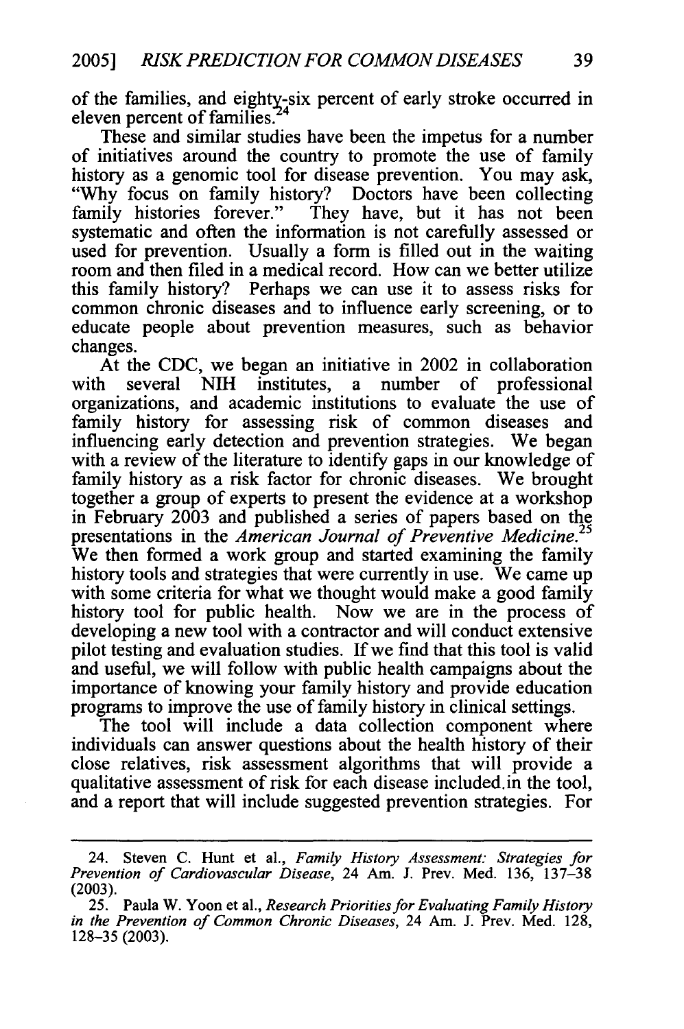of the families, and eighty-six percent of early stroke occurred in eleven percent of families.[24]

These and similar studies have been the impetus for a number of initiatives around the country to promote the use of family history as a genomic tool for disease prevention. You may ask, "Why focus on family history? Doctors have been collecting family histories forever." They have, but it has not been systematic and often the information is not carefully assessed or used for prevention. Usually a form is filled out in the waiting room and then filed in a medical record. How can we better utilize this family history? Perhaps we can use it to assess risks for common chronic diseases and to influence early screening, or to educate people about prevention measures, such as behavior changes.

At the CDC, we began an initiative in 2002 in collaboration with several NIH institutes, a number of professional organizations, and academic institutions to evaluate the use of family history for assessing risk of common diseases and influencing early detection and prevention strategies. We began with a review of the literature to identify gaps in our knowledge of family history as a risk factor for chronic diseases. We brought together a group of experts to present the evidence at a workshop in February 2003 and published a series of papers based on the presentations in the *American Journal of Preventive Medicine*.[25] We then formed a work group and started examining the family history tools and strategies that were currently in use. We came up with some criteria for what we thought would make a good family history tool for public health. Now we are in the process of developing a new tool with a contractor and will conduct extensive pilot testing and evaluation studies. If we find that this tool is valid and useful, we will follow with public health campaigns about the importance of knowing your family history and provide education programs to improve the use of family history in clinical settings.

The tool will include a data collection component where individuals can answer questions about the health history of their close relatives, risk assessment algorithms that will provide a qualitative assessment of risk for each disease included in the tool, and a report that will include suggested prevention strategies. For

---

24. Steven C. Hunt et al., *Family History Assessment: Strategies for Prevention of Cardiovascular Disease*, 24 Am. J. Prev. Med. 136, 137–38 (2003).

25. Paula W. Yoon et al., *Research Priorities for Evaluating Family History in the Prevention of Common Chronic Diseases*, 24 Am. J. Prev. Med. 128, 128–35 (2003).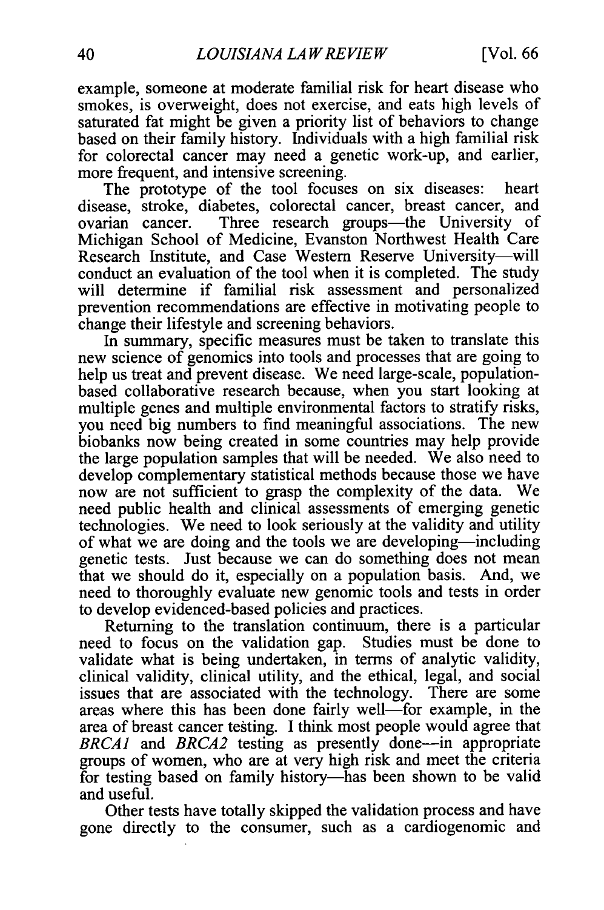example, someone at moderate familial risk for heart disease who smokes, is overweight, does not exercise, and eats high levels of saturated fat might be given a priority list of behaviors to change based on their family history. Individuals with a high familial risk for colorectal cancer may need a genetic work-up, and earlier, more frequent, and intensive screening.

The prototype of the tool focuses on six diseases: heart disease, stroke, diabetes, colorectal cancer, breast cancer, and ovarian cancer. Three research groups—the University of Michigan School of Medicine, Evanston Northwest Health Care Research Institute, and Case Western Reserve University—will conduct an evaluation of the tool when it is completed. The study will determine if familial risk assessment and personalized prevention recommendations are effective in motivating people to change their lifestyle and screening behaviors.

In summary, specific measures must be taken to translate this new science of genomics into tools and processes that are going to help us treat and prevent disease. We need large-scale, population-based collaborative research because, when you start looking at multiple genes and multiple environmental factors to stratify risks, you need big numbers to find meaningful associations. The new biobanks now being created in some countries may help provide the large population samples that will be needed. We also need to develop complementary statistical methods because those we have now are not sufficient to grasp the complexity of the data. We need public health and clinical assessments of emerging genetic technologies. We need to look seriously at the validity and utility of what we are doing and the tools we are developing—including genetic tests. Just because we can do something does not mean that we should do it, especially on a population basis. And, we need to thoroughly evaluate new genomic tools and tests in order to develop evidenced-based policies and practices.

Returning to the translation continuum, there is a particular need to focus on the validation gap. Studies must be done to validate what is being undertaken, in terms of analytic validity, clinical validity, clinical utility, and the ethical, legal, and social issues that are associated with the technology. There are some areas where this has been done fairly well—for example, in the area of breast cancer testing. I think most people would agree that *BRCA1* and *BRCA2* testing as presently done—in appropriate groups of women, who are at very high risk and meet the criteria for testing based on family history—has been shown to be valid and useful.

Other tests have totally skipped the validation process and have gone directly to the consumer, such as a cardiogenomic and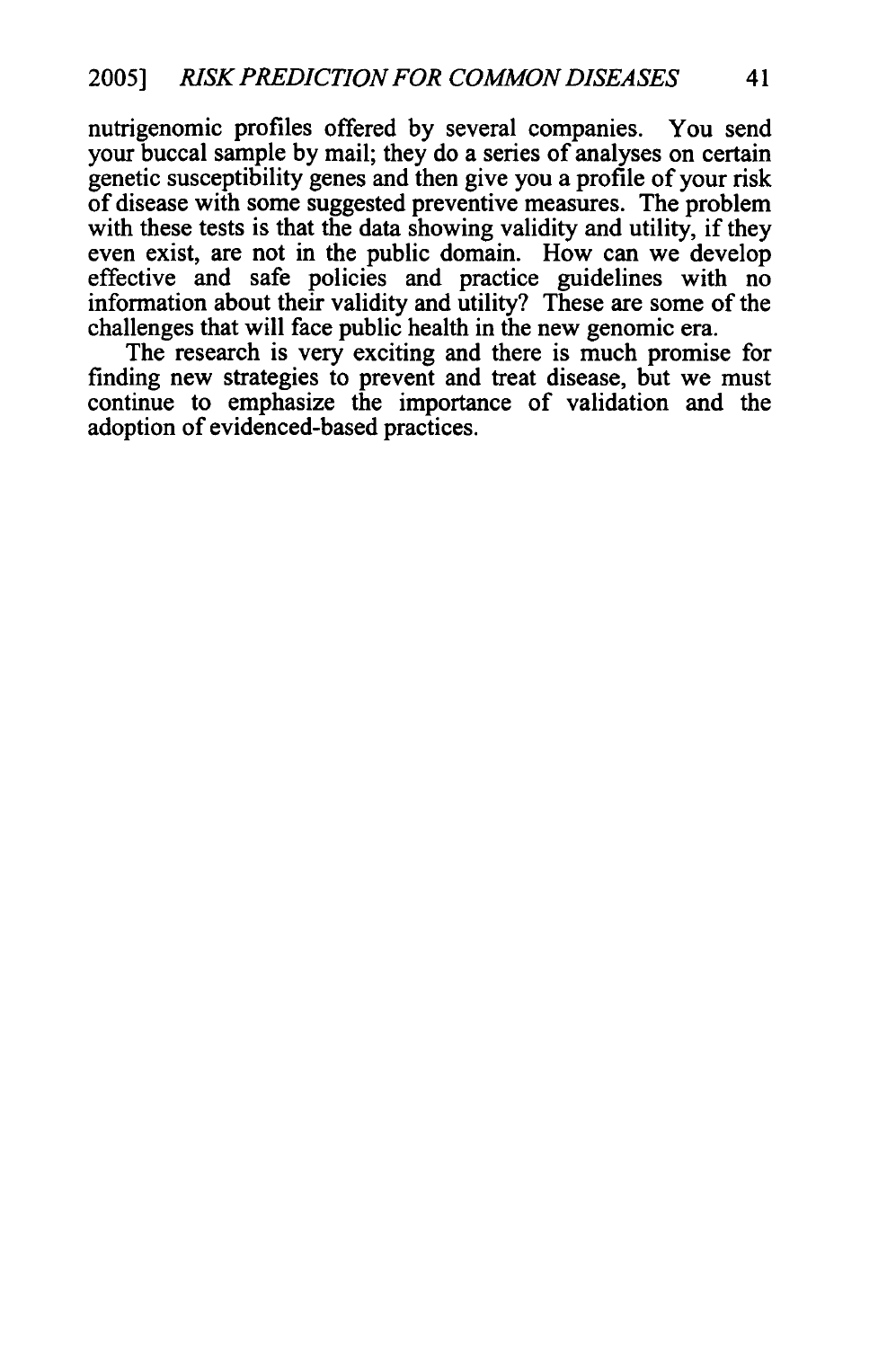nutrigenomic profiles offered by several companies. You send your buccal sample by mail; they do a series of analyses on certain genetic susceptibility genes and then give you a profile of your risk of disease with some suggested preventive measures. The problem with these tests is that the data showing validity and utility, if they even exist, are not in the public domain. How can we develop effective and safe policies and practice guidelines with no information about their validity and utility? These are some of the challenges that will face public health in the new genomic era.

The research is very exciting and there is much promise for finding new strategies to prevent and treat disease, but we must continue to emphasize the importance of validation and the adoption of evidenced-based practices.